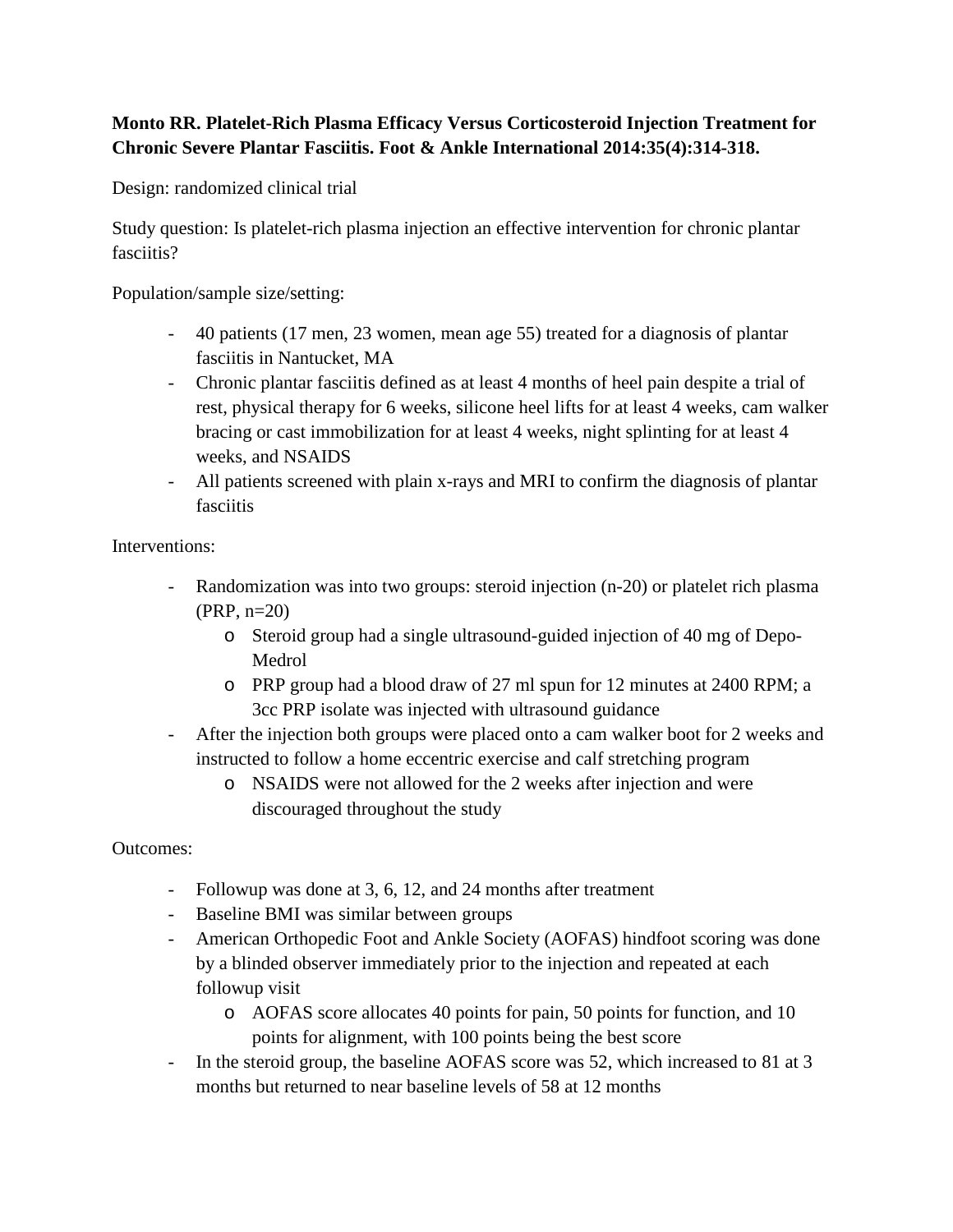**Monto RR. Platelet-Rich Plasma Efficacy Versus Corticosteroid Injection Treatment for Chronic Severe Plantar Fasciitis. Foot & Ankle International 2014:35(4):314-318.**

Design: randomized clinical trial

Study question: Is platelet-rich plasma injection an effective intervention for chronic plantar fasciitis?

Population/sample size/setting:

- 40 patients (17 men, 23 women, mean age 55) treated for a diagnosis of plantar fasciitis in Nantucket, MA
- Chronic plantar fasciitis defined as at least 4 months of heel pain despite a trial of rest, physical therapy for 6 weeks, silicone heel lifts for at least 4 weeks, cam walker bracing or cast immobilization for at least 4 weeks, night splinting for at least 4 weeks, and NSAIDS
- All patients screened with plain x-rays and MRI to confirm the diagnosis of plantar fasciitis

Interventions:

- Randomization was into two groups: steroid injection (n-20) or platelet rich plasma (PRP, n=20)
    - Steroid group had a single ultrasound-guided injection of 40 mg of Depo-Medrol
    - PRP group had a blood draw of 27 ml spun for 12 minutes at 2400 RPM; a 3cc PRP isolate was injected with ultrasound guidance
- After the injection both groups were placed onto a cam walker boot for 2 weeks and instructed to follow a home eccentric exercise and calf stretching program
    - NSAIDS were not allowed for the 2 weeks after injection and were discouraged throughout the study

Outcomes:

- Followup was done at 3, 6, 12, and 24 months after treatment
- Baseline BMI was similar between groups
- American Orthopedic Foot and Ankle Society (AOFAS) hindfoot scoring was done by a blinded observer immediately prior to the injection and repeated at each followup visit
    - AOFAS score allocates 40 points for pain, 50 points for function, and 10 points for alignment, with 100 points being the best score
- In the steroid group, the baseline AOFAS score was 52, which increased to 81 at 3 months but returned to near baseline levels of 58 at 12 months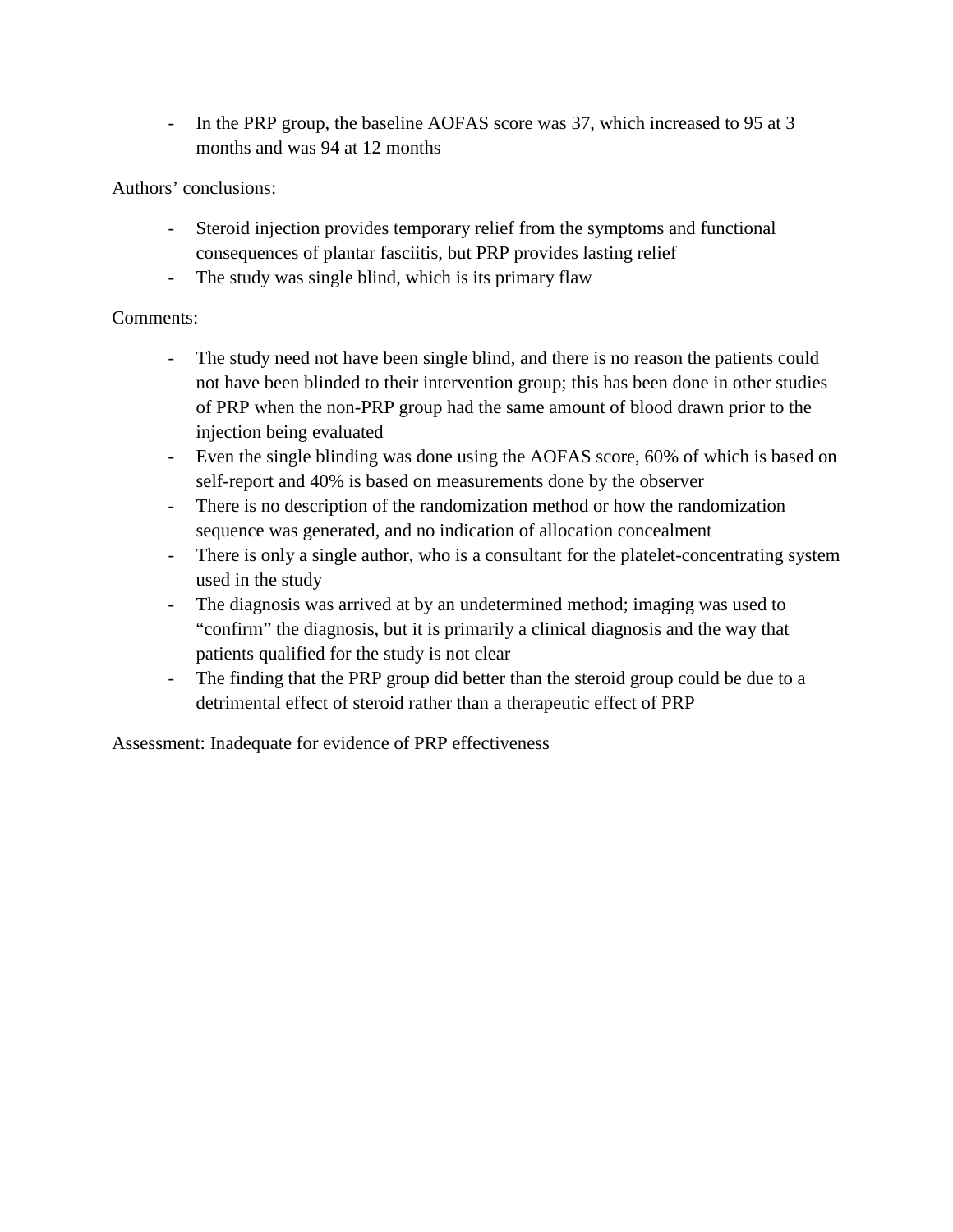- In the PRP group, the baseline AOFAS score was 37, which increased to 95 at 3 months and was 94 at 12 months

Authors' conclusions:

- Steroid injection provides temporary relief from the symptoms and functional consequences of plantar fasciitis, but PRP provides lasting relief
- The study was single blind, which is its primary flaw

Comments:

- The study need not have been single blind, and there is no reason the patients could not have been blinded to their intervention group; this has been done in other studies of PRP when the non-PRP group had the same amount of blood drawn prior to the injection being evaluated
- Even the single blinding was done using the AOFAS score, 60% of which is based on self-report and 40% is based on measurements done by the observer
- There is no description of the randomization method or how the randomization sequence was generated, and no indication of allocation concealment
- There is only a single author, who is a consultant for the platelet-concentrating system used in the study
- The diagnosis was arrived at by an undetermined method; imaging was used to "confirm" the diagnosis, but it is primarily a clinical diagnosis and the way that patients qualified for the study is not clear
- The finding that the PRP group did better than the steroid group could be due to a detrimental effect of steroid rather than a therapeutic effect of PRP

Assessment: Inadequate for evidence of PRP effectiveness